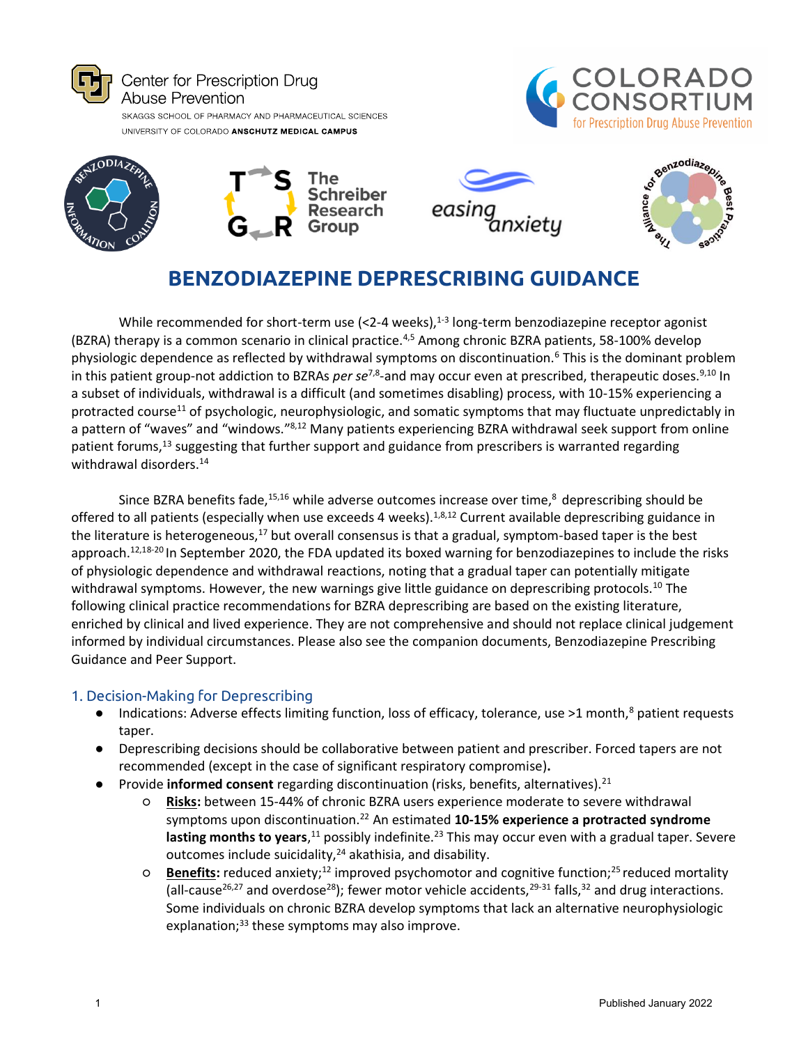Center for Prescription Drug Abuse Prevention
SKAGGS SCHOOL OF PHARMACY AND PHARMACEUTICAL SCIENCES
UNIVERSITY OF COLORADO **ANSCHUTZ MEDICAL CAMPUS**

COLORADO CONSORTIUM for Prescription Drug Abuse Prevention

# BENZODIAZEPINE DEPRESCRIBING GUIDANCE

While recommended for short-term use (<2-4 weeks),[1-3] long-term benzodiazepine receptor agonist (BZRA) therapy is a common scenario in clinical practice.[4,5] Among chronic BZRA patients, 58-100% develop physiologic dependence as reflected by withdrawal symptoms on discontinuation.[6] This is the dominant problem in this patient group-not addiction to BZRAs *per se*[7,8]-and may occur even at prescribed, therapeutic doses.[9,10] In a subset of individuals, withdrawal is a difficult (and sometimes disabling) process, with 10-15% experiencing a protracted course[11] of psychologic, neurophysiologic, and somatic symptoms that may fluctuate unpredictably in a pattern of "waves" and "windows."[8,12] Many patients experiencing BZRA withdrawal seek support from online patient forums,[13] suggesting that further support and guidance from prescribers is warranted regarding withdrawal disorders.[14]

Since BZRA benefits fade,[15,16] while adverse outcomes increase over time,[8] deprescribing should be offered to all patients (especially when use exceeds 4 weeks).[1,8,12] Current available deprescribing guidance in the literature is heterogeneous,[17] but overall consensus is that a gradual, symptom-based taper is the best approach.[12,18-20] In September 2020, the FDA updated its boxed warning for benzodiazepines to include the risks of physiologic dependence and withdrawal reactions, noting that a gradual taper can potentially mitigate withdrawal symptoms. However, the new warnings give little guidance on deprescribing protocols.[10] The following clinical practice recommendations for BZRA deprescribing are based on the existing literature, enriched by clinical and lived experience. They are not comprehensive and should not replace clinical judgement informed by individual circumstances. Please also see the companion documents, Benzodiazepine Prescribing Guidance and Peer Support.

## 1. Decision-Making for Deprescribing

- Indications: Adverse effects limiting function, loss of efficacy, tolerance, use >1 month,[8] patient requests taper.
- Deprescribing decisions should be collaborative between patient and prescriber. Forced tapers are not recommended (except in the case of significant respiratory compromise).
- Provide **informed consent** regarding discontinuation (risks, benefits, alternatives).[21]
  - **<u>Risks</u>:** between 15-44% of chronic BZRA users experience moderate to severe withdrawal symptoms upon discontinuation.[22] An estimated **10-15% experience a protracted syndrome lasting months to years**,[11] possibly indefinite.[23] This may occur even with a gradual taper. Severe outcomes include suicidality,[24] akathisia, and disability.
  - **<u>Benefits</u>:** reduced anxiety;[12] improved psychomotor and cognitive function;[25] reduced mortality (all-cause[26,27] and overdose[28]); fewer motor vehicle accidents,[29-31] falls,[32] and drug interactions. Some individuals on chronic BZRA develop symptoms that lack an alternative neurophysiologic explanation;[33] these symptoms may also improve.

Published January 2022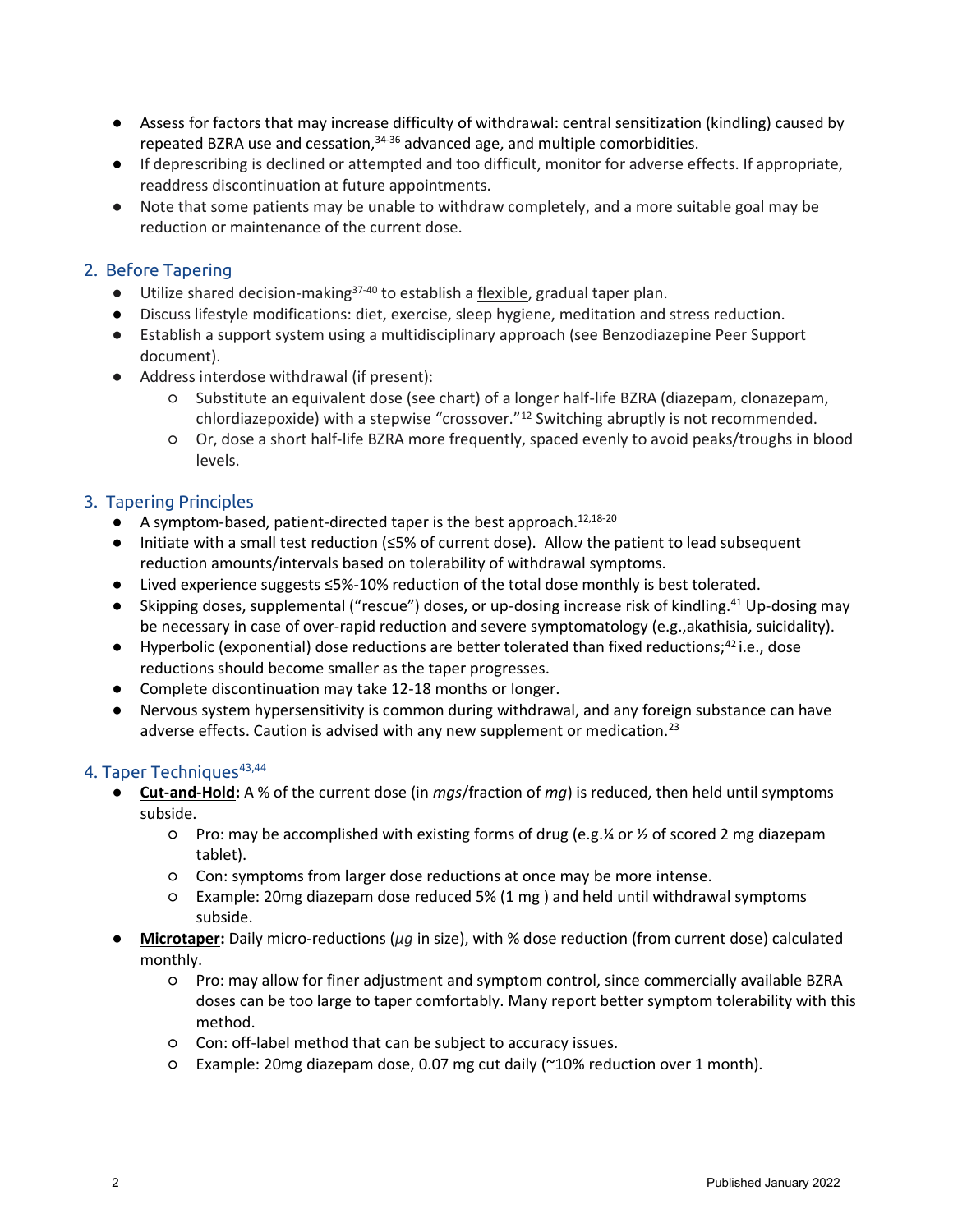- Assess for factors that may increase difficulty of withdrawal: central sensitization (kindling) caused by repeated BZRA use and cessation,[34-36] advanced age, and multiple comorbidities.
- If deprescribing is declined or attempted and too difficult, monitor for adverse effects. If appropriate, readdress discontinuation at future appointments.
- Note that some patients may be unable to withdraw completely, and a more suitable goal may be reduction or maintenance of the current dose.

## 2. Before Tapering

- Utilize shared decision-making[37-40] to establish a <u>flexible</u>, gradual taper plan.
- Discuss lifestyle modifications: diet, exercise, sleep hygiene, meditation and stress reduction.
- Establish a support system using a multidisciplinary approach (see Benzodiazepine Peer Support document).
- Address interdose withdrawal (if present):
  - Substitute an equivalent dose (see chart) of a longer half-life BZRA (diazepam, clonazepam, chlordiazepoxide) with a stepwise "crossover."[12] Switching abruptly is not recommended.
  - Or, dose a short half-life BZRA more frequently, spaced evenly to avoid peaks/troughs in blood levels.

## 3. Tapering Principles

- A symptom-based, patient-directed taper is the best approach.[12,18-20]
- Initiate with a small test reduction (≤5% of current dose). Allow the patient to lead subsequent reduction amounts/intervals based on tolerability of withdrawal symptoms.
- Lived experience suggests ≤5%-10% reduction of the total dose monthly is best tolerated.
- Skipping doses, supplemental ("rescue") doses, or up-dosing increase risk of kindling.[41] Up-dosing may be necessary in case of over-rapid reduction and severe symptomatology (e.g.,akathisia, suicidality).
- Hyperbolic (exponential) dose reductions are better tolerated than fixed reductions;[42] i.e., dose reductions should become smaller as the taper progresses.
- Complete discontinuation may take 12-18 months or longer.
- Nervous system hypersensitivity is common during withdrawal, and any foreign substance can have adverse effects. Caution is advised with any new supplement or medication.[23]

## 4. Taper Techniques[43,44]

- **<u>Cut-and-Hold</u>:** A % of the current dose (in *mgs*/fraction of *mg*) is reduced, then held until symptoms subside.
  - Pro: may be accomplished with existing forms of drug (e.g.¼ or ½ of scored 2 mg diazepam tablet).
  - Con: symptoms from larger dose reductions at once may be more intense.
  - Example: 20mg diazepam dose reduced 5% (1 mg ) and held until withdrawal symptoms subside.
- **<u>Microtaper</u>:** Daily micro-reductions (*μg* in size), with % dose reduction (from current dose) calculated monthly.
  - Pro: may allow for finer adjustment and symptom control, since commercially available BZRA doses can be too large to taper comfortably. Many report better symptom tolerability with this method.
  - Con: off-label method that can be subject to accuracy issues.
  - Example: 20mg diazepam dose, 0.07 mg cut daily (~10% reduction over 1 month).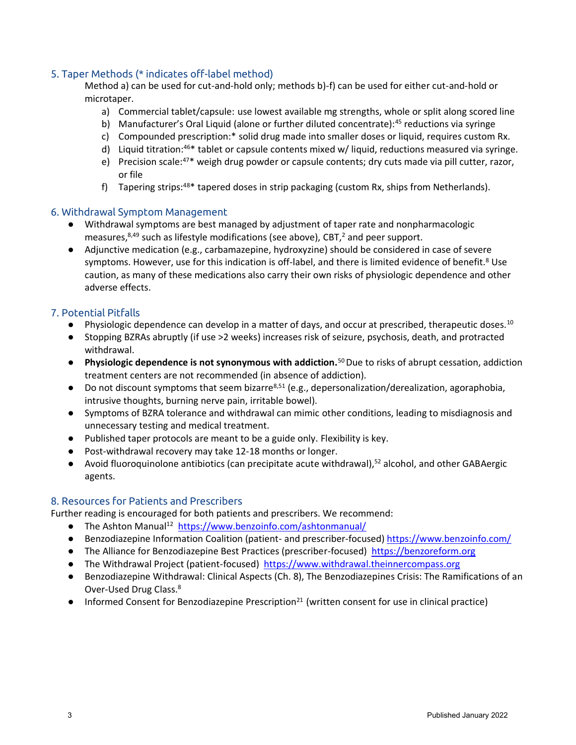## 5. Taper Methods (* indicates off-label method)

Method a) can be used for cut-and-hold only; methods b)-f) can be used for either cut-and-hold or microtaper.

a) Commercial tablet/capsule: use lowest available mg strengths, whole or split along scored line
b) Manufacturer's Oral Liquid (alone or further diluted concentrate):[45] reductions via syringe
c) Compounded prescription:* solid drug made into smaller doses or liquid, requires custom Rx.
d) Liquid titration:[46]* tablet or capsule contents mixed w/ liquid, reductions measured via syringe.
e) Precision scale:[47]* weigh drug powder or capsule contents; dry cuts made via pill cutter, razor, or file
f) Tapering strips:[48]* tapered doses in strip packaging (custom Rx, ships from Netherlands).

## 6. Withdrawal Symptom Management

- Withdrawal symptoms are best managed by adjustment of taper rate and nonpharmacologic measures,[8,49] such as lifestyle modifications (see above), CBT,[2] and peer support.
- Adjunctive medication (e.g., carbamazepine, hydroxyzine) should be considered in case of severe symptoms. However, use for this indication is off-label, and there is limited evidence of benefit.[8] Use caution, as many of these medications also carry their own risks of physiologic dependence and other adverse effects.

## 7. Potential Pitfalls

- Physiologic dependence can develop in a matter of days, and occur at prescribed, therapeutic doses.[10]
- Stopping BZRAs abruptly (if use >2 weeks) increases risk of seizure, psychosis, death, and protracted withdrawal.
- **Physiologic dependence is not synonymous with addiction.**[50] Due to risks of abrupt cessation, addiction treatment centers are not recommended (in absence of addiction).
- Do not discount symptoms that seem bizarre[8,51] (e.g., depersonalization/derealization, agoraphobia, intrusive thoughts, burning nerve pain, irritable bowel).
- Symptoms of BZRA tolerance and withdrawal can mimic other conditions, leading to misdiagnosis and unnecessary testing and medical treatment.
- Published taper protocols are meant to be a guide only. Flexibility is key.
- Post-withdrawal recovery may take 12-18 months or longer.
- Avoid fluoroquinolone antibiotics (can precipitate acute withdrawal),[52] alcohol, and other GABAergic agents.

## 8. Resources for Patients and Prescribers

Further reading is encouraged for both patients and prescribers. We recommend:

- The Ashton Manual[12] https://www.benzoinfo.com/ashtonmanual/
- Benzodiazepine Information Coalition (patient- and prescriber-focused) https://www.benzoinfo.com/
- The Alliance for Benzodiazepine Best Practices (prescriber-focused) https://benzoreform.org
- The Withdrawal Project (patient-focused) https://www.withdrawal.theinnercompass.org
- Benzodiazepine Withdrawal: Clinical Aspects (Ch. 8), The Benzodiazepines Crisis: The Ramifications of an Over-Used Drug Class.[8]
- Informed Consent for Benzodiazepine Prescription[21] (written consent for use in clinical practice)

Published January 2022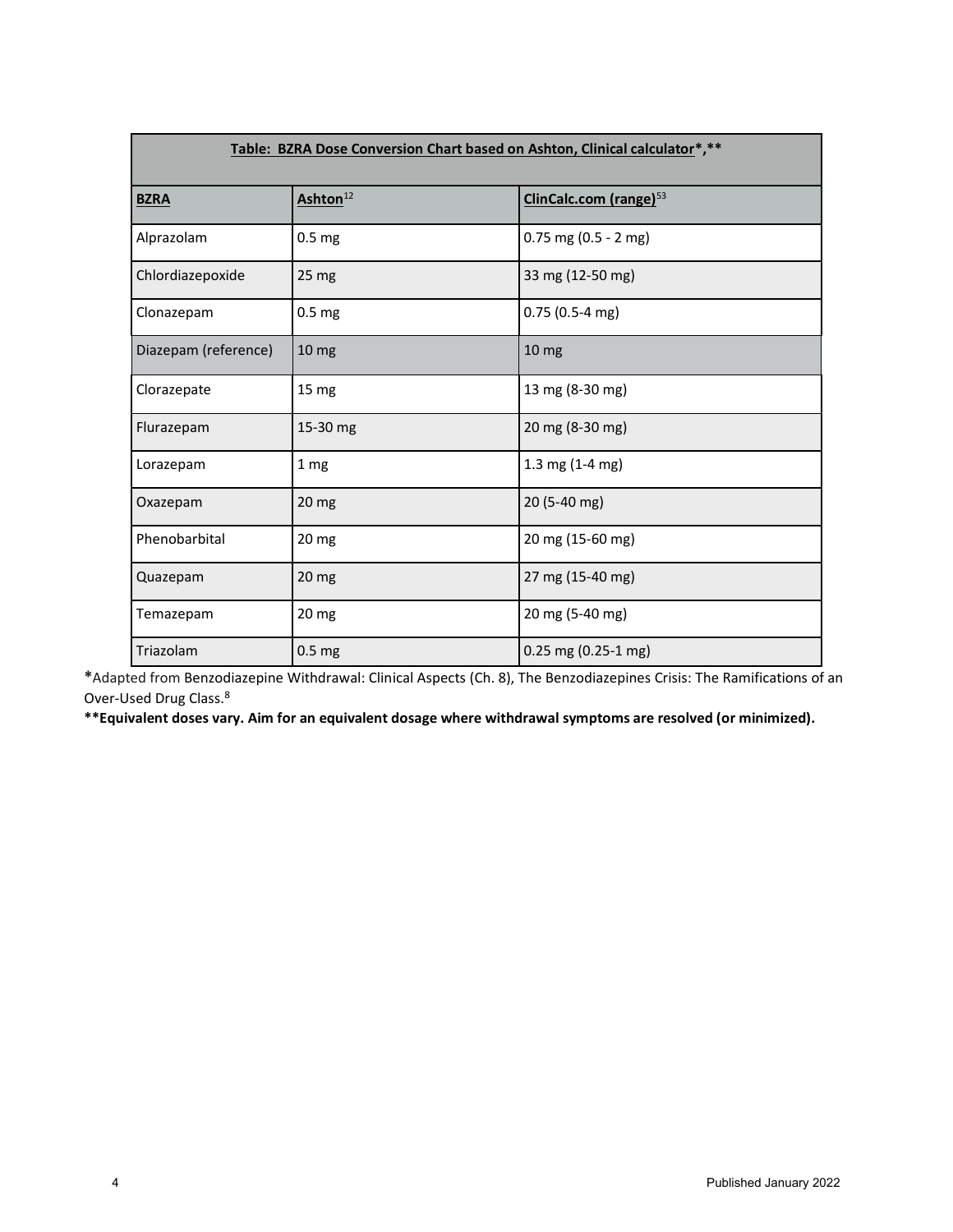| **Table: BZRA Dose Conversion Chart based on Ashton, Clinical calculator*,\*\*** | | |
|---|---|---|
| **BZRA** | **Ashton**[12] | **ClinCalc.com (range)**[53] |
| Alprazolam | 0.5 mg | 0.75 mg (0.5 - 2 mg) |
| Chlordiazepoxide | 25 mg | 33 mg (12-50 mg) |
| Clonazepam | 0.5 mg | 0.75 (0.5-4 mg) |
| Diazepam (reference) | 10 mg | 10 mg |
| Clorazepate | 15 mg | 13 mg (8-30 mg) |
| Flurazepam | 15-30 mg | 20 mg (8-30 mg) |
| Lorazepam | 1 mg | 1.3 mg (1-4 mg) |
| Oxazepam | 20 mg | 20 (5-40 mg) |
| Phenobarbital | 20 mg | 20 mg (15-60 mg) |
| Quazepam | 20 mg | 27 mg (15-40 mg) |
| Temazepam | 20 mg | 20 mg (5-40 mg) |
| Triazolam | 0.5 mg | 0.25 mg (0.25-1 mg) |

*Adapted from Benzodiazepine Withdrawal: Clinical Aspects (Ch. 8), The Benzodiazepines Crisis: The Ramifications of an Over-Used Drug Class.[8]

**\*\*Equivalent doses vary. Aim for an equivalent dosage where withdrawal symptoms are resolved (or minimized).**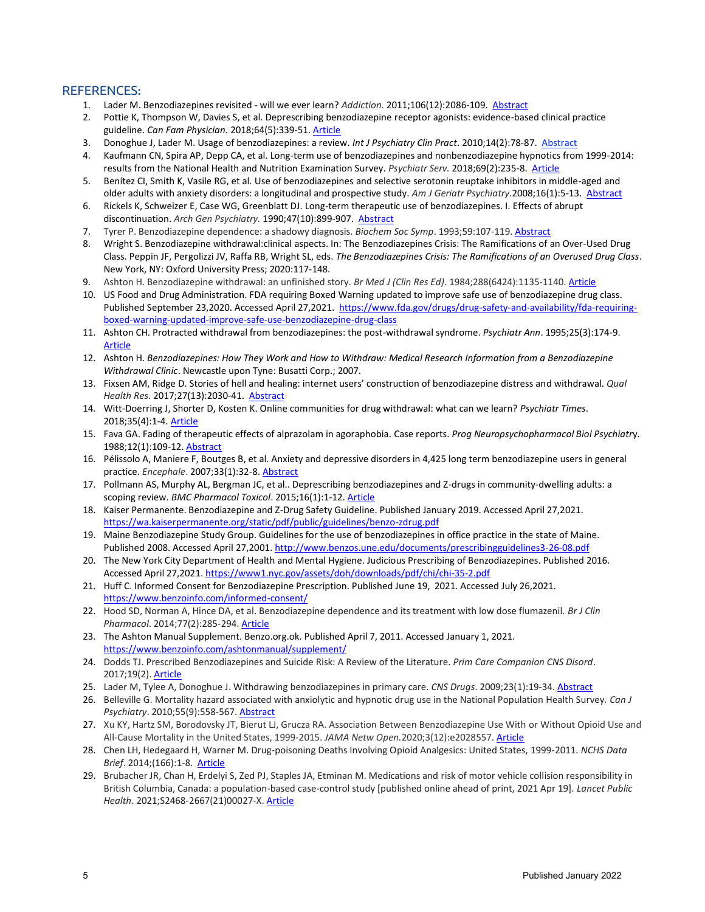## REFERENCES:

1. Lader M. Benzodiazepines revisited - will we ever learn? *Addiction.* 2011;106(12):2086-109. Abstract
2. Pottie K, Thompson W, Davies S, et al. Deprescribing benzodiazepine receptor agonists: evidence-based clinical practice guideline. *Can Fam Physician.* 2018;64(5):339-51. Article
3. Donoghue J, Lader M. Usage of benzodiazepines: a review. *Int J Psychiatry Clin Pract*. 2010;14(2):78-87. Abstract
4. Kaufmann CN, Spira AP, Depp CA, et al. Long-term use of benzodiazepines and nonbenzodiazepine hypnotics from 1999-2014: results from the National Health and Nutrition Examination Survey. *Psychiatr Serv.* 2018;69(2):235-8. Article
5. Benítez CI, Smith K, Vasile RG, et al. Use of benzodiazepines and selective serotonin reuptake inhibitors in middle-aged and older adults with anxiety disorders: a longitudinal and prospective study. *Am J Geriatr Psychiatry.*2008;16(1):5-13. Abstract
6. Rickels K, Schweizer E, Case WG, Greenblatt DJ. Long-term therapeutic use of benzodiazepines. I. Effects of abrupt discontinuation. *Arch Gen Psychiatry.* 1990;47(10):899-907. Abstract
7. Tyrer P. Benzodiazepine dependence: a shadowy diagnosis. *Biochem Soc Symp*. 1993;59:107-119. Abstract
8. Wright S. Benzodiazepine withdrawal:clinical aspects. In: The Benzodiazepines Crisis: The Ramifications of an Over-Used Drug Class. Peppin JF, Pergolizzi JV, Raffa RB, Wright SL, eds. *The Benzodiazepines Crisis: The Ramifications of an Overused Drug Class*. New York, NY: Oxford University Press; 2020:117-148.
9. Ashton H. Benzodiazepine withdrawal: an unfinished story. *Br Med J (Clin Res Ed)*. 1984;288(6424):1135-1140. Article
10. US Food and Drug Administration. FDA requiring Boxed Warning updated to improve safe use of benzodiazepine drug class. Published September 23,2020. Accessed April 27,2021. https://www.fda.gov/drugs/drug-safety-and-availability/fda-requiring-boxed-warning-updated-improve-safe-use-benzodiazepine-drug-class
11. Ashton CH. Protracted withdrawal from benzodiazepines: the post-withdrawal syndrome. *Psychiatr Ann*. 1995;25(3):174-9. Article
12. Ashton H. *Benzodiazepines: How They Work and How to Withdraw: Medical Research Information from a Benzodiazepine Withdrawal Clinic*. Newcastle upon Tyne: Busatti Corp.; 2007.
13. Fixsen AM, Ridge D. Stories of hell and healing: internet users' construction of benzodiazepine distress and withdrawal. *Qual Health Res.* 2017;27(13):2030-41. Abstract
14. Witt-Doerring J, Shorter D, Kosten K. Online communities for drug withdrawal: what can we learn? *Psychiatr Times*. 2018;35(4):1-4. Article
15. Fava GA. Fading of therapeutic effects of alprazolam in agoraphobia. Case reports. *Prog Neuropsychopharmacol Biol Psychiatry.* 1988;12(1):109-12. Abstract
16. Pélissolo A, Maniere F, Boutges B, et al. Anxiety and depressive disorders in 4,425 long term benzodiazepine users in general practice. *Encephale*. 2007;33(1):32-8. Abstract
17. Pollmann AS, Murphy AL, Bergman JC, et al.. Deprescribing benzodiazepines and Z-drugs in community-dwelling adults: a scoping review. *BMC Pharmacol Toxicol*. 2015;16(1):1-12. Article
18. Kaiser Permanente. Benzodiazepine and Z-Drug Safety Guideline. Published January 2019. Accessed April 27,2021. https://wa.kaiserpermanente.org/static/pdf/public/guidelines/benzo-zdrug.pdf
19. Maine Benzodiazepine Study Group. Guidelines for the use of benzodiazepines in office practice in the state of Maine. Published 2008. Accessed April 27,2001. http://www.benzos.une.edu/documents/prescribingguidelines3-26-08.pdf
20. The New York City Department of Health and Mental Hygiene. Judicious Prescribing of Benzodiazepines. Published 2016. Accessed April 27,2021. https://www1.nyc.gov/assets/doh/downloads/pdf/chi/chi-35-2.pdf
21. Huff C. Informed Consent for Benzodiazepine Prescription. Published June 19, 2021. Accessed July 26,2021. https://www.benzoinfo.com/informed-consent/
22. Hood SD, Norman A, Hince DA, et al. Benzodiazepine dependence and its treatment with low dose flumazenil. *Br J Clin Pharmacol*. 2014;77(2):285-294. Article
23. The Ashton Manual Supplement. Benzo.org.ok. Published April 7, 2011. Accessed January 1, 2021. https://www.benzoinfo.com/ashtonmanual/supplement/
24. Dodds TJ. Prescribed Benzodiazepines and Suicide Risk: A Review of the Literature. *Prim Care Companion CNS Disord*. 2017;19(2). Article
25. Lader M, Tylee A, Donoghue J. Withdrawing benzodiazepines in primary care. *CNS Drugs*. 2009;23(1):19-34. Abstract
26. Belleville G. Mortality hazard associated with anxiolytic and hypnotic drug use in the National Population Health Survey. *Can J Psychiatry*. 2010;55(9):558-567. Abstract
27. Xu KY, Hartz SM, Borodovsky JT, Bierut LJ, Grucza RA. Association Between Benzodiazepine Use With or Without Opioid Use and All-Cause Mortality in the United States, 1999-2015. *JAMA Netw Open.*2020;3(12):e2028557. Article
28. Chen LH, Hedegaard H, Warner M. Drug-poisoning Deaths Involving Opioid Analgesics: United States, 1999-2011. *NCHS Data Brief*. 2014;(166):1-8. Article
29. Brubacher JR, Chan H, Erdelyi S, Zed PJ, Staples JA, Etminan M. Medications and risk of motor vehicle collision responsibility in British Columbia, Canada: a population-based case-control study [published online ahead of print, 2021 Apr 19]. *Lancet Public Health*. 2021;S2468-2667(21)00027-X. Article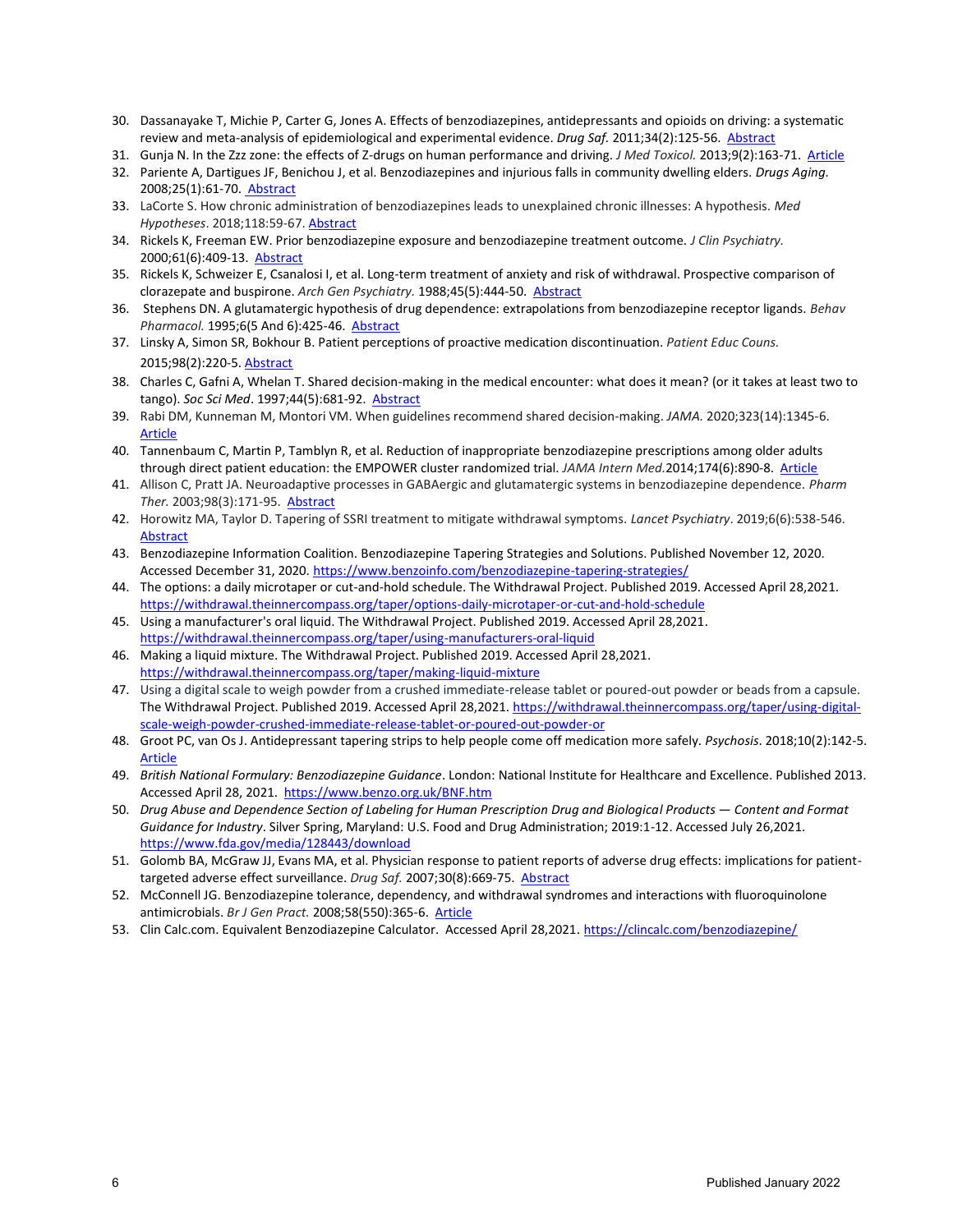30. Dassanayake T, Michie P, Carter G, Jones A. Effects of benzodiazepines, antidepressants and opioids on driving: a systematic review and meta-analysis of epidemiological and experimental evidence. *Drug Saf.* 2011;34(2):125-56. Abstract
31. Gunja N. In the Zzz zone: the effects of Z-drugs on human performance and driving. *J Med Toxicol.* 2013;9(2):163-71. Article
32. Pariente A, Dartigues JF, Benichou J, et al. Benzodiazepines and injurious falls in community dwelling elders. *Drugs Aging.* 2008;25(1):61-70. Abstract
33. LaCorte S. How chronic administration of benzodiazepines leads to unexplained chronic illnesses: A hypothesis. *Med Hypotheses*. 2018;118:59-67. Abstract
34. Rickels K, Freeman EW. Prior benzodiazepine exposure and benzodiazepine treatment outcome. *J Clin Psychiatry.* 2000;61(6):409-13. Abstract
35. Rickels K, Schweizer E, Csanalosi I, et al. Long-term treatment of anxiety and risk of withdrawal. Prospective comparison of clorazepate and buspirone. *Arch Gen Psychiatry.* 1988;45(5):444-50. Abstract
36. Stephens DN. A glutamatergic hypothesis of drug dependence: extrapolations from benzodiazepine receptor ligands. *Behav Pharmacol.* 1995;6(5 And 6):425-46. Abstract
37. Linsky A, Simon SR, Bokhour B. Patient perceptions of proactive medication discontinuation. *Patient Educ Couns.* 2015;98(2):220-5. Abstract
38. Charles C, Gafni A, Whelan T. Shared decision-making in the medical encounter: what does it mean? (or it takes at least two to tango). *Soc Sci Med*. 1997;44(5):681-92. Abstract
39. Rabi DM, Kunneman M, Montori VM. When guidelines recommend shared decision-making. *JAMA.* 2020;323(14):1345-6. Article
40. Tannenbaum C, Martin P, Tamblyn R, et al. Reduction of inappropriate benzodiazepine prescriptions among older adults through direct patient education: the EMPOWER cluster randomized trial. *JAMA Intern Med.*2014;174(6):890-8. Article
41. Allison C, Pratt JA. Neuroadaptive processes in GABAergic and glutamatergic systems in benzodiazepine dependence. *Pharm Ther.* 2003;98(3):171-95. Abstract
42. Horowitz MA, Taylor D. Tapering of SSRI treatment to mitigate withdrawal symptoms. *Lancet Psychiatry*. 2019;6(6):538-546. Abstract
43. Benzodiazepine Information Coalition. Benzodiazepine Tapering Strategies and Solutions. Published November 12, 2020. Accessed December 31, 2020. https://www.benzoinfo.com/benzodiazepine-tapering-strategies/
44. The options: a daily microtaper or cut-and-hold schedule. The Withdrawal Project. Published 2019. Accessed April 28,2021. https://withdrawal.theinnercompass.org/taper/options-daily-microtaper-or-cut-and-hold-schedule
45. Using a manufacturer's oral liquid. The Withdrawal Project. Published 2019. Accessed April 28,2021. https://withdrawal.theinnercompass.org/taper/using-manufacturers-oral-liquid
46. Making a liquid mixture. The Withdrawal Project. Published 2019. Accessed April 28,2021. https://withdrawal.theinnercompass.org/taper/making-liquid-mixture
47. Using a digital scale to weigh powder from a crushed immediate-release tablet or poured-out powder or beads from a capsule. The Withdrawal Project. Published 2019. Accessed April 28,2021. https://withdrawal.theinnercompass.org/taper/using-digital-scale-weigh-powder-crushed-immediate-release-tablet-or-poured-out-powder-or
48. Groot PC, van Os J. Antidepressant tapering strips to help people come off medication more safely. *Psychosis*. 2018;10(2):142-5. Article
49. *British National Formulary: Benzodiazepine Guidance*. London: National Institute for Healthcare and Excellence. Published 2013. Accessed April 28, 2021. https://www.benzo.org.uk/BNF.htm
50. *Drug Abuse and Dependence Section of Labeling for Human Prescription Drug and Biological Products — Content and Format Guidance for Industry*. Silver Spring, Maryland: U.S. Food and Drug Administration; 2019:1-12. Accessed July 26,2021. https://www.fda.gov/media/128443/download
51. Golomb BA, McGraw JJ, Evans MA, et al. Physician response to patient reports of adverse drug effects: implications for patient-targeted adverse effect surveillance. *Drug Saf.* 2007;30(8):669-75. Abstract
52. McConnell JG. Benzodiazepine tolerance, dependency, and withdrawal syndromes and interactions with fluoroquinolone antimicrobials. *Br J Gen Pract.* 2008;58(550):365-6. Article
53. Clin Calc.com. Equivalent Benzodiazepine Calculator. Accessed April 28,2021. https://clincalc.com/benzodiazepine/

Published January 2022